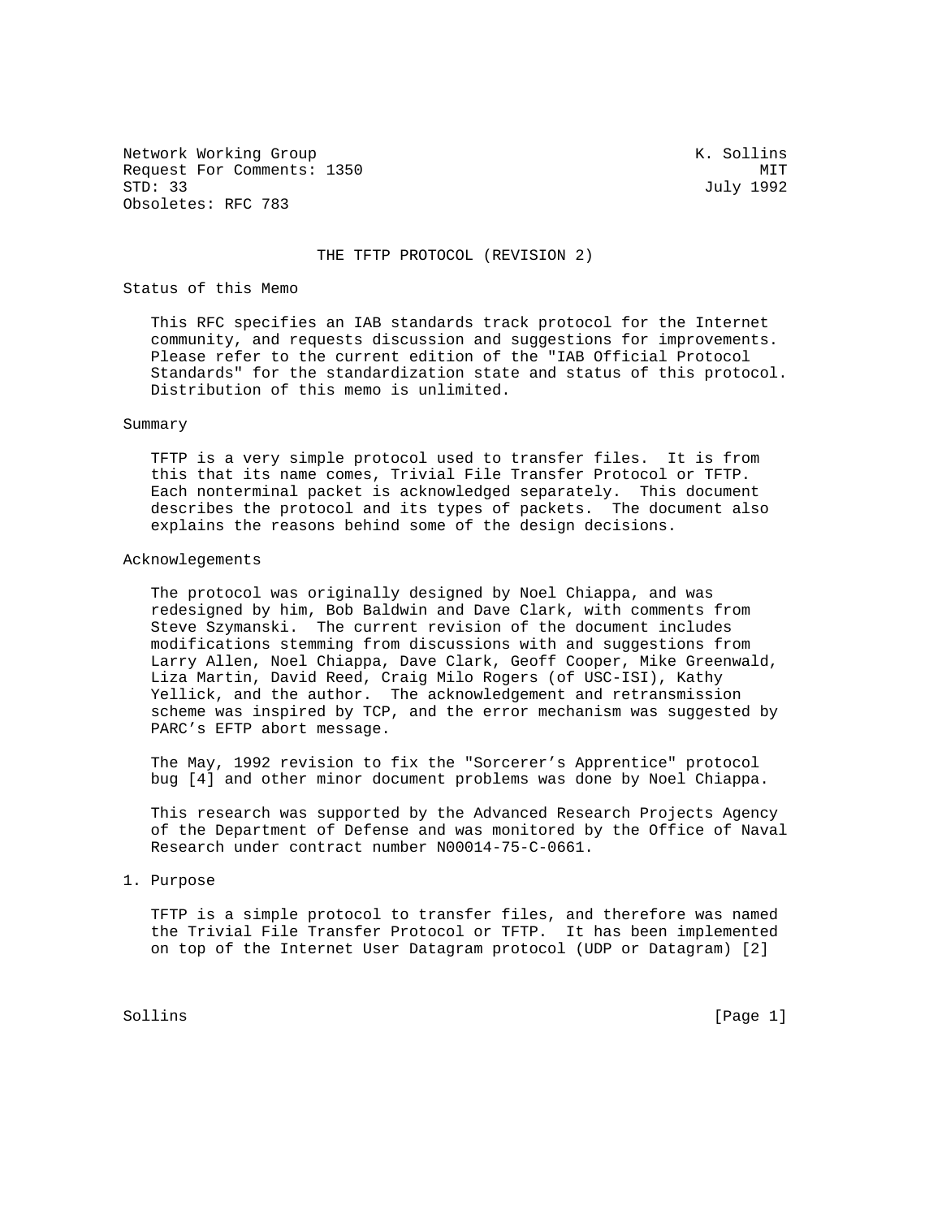Network Working Group                                          K. Sollins
Request For Comments: 1350                                            MIT
STD: 33                                                         July 1992
Obsoletes: RFC 783

# THE TFTP PROTOCOL (REVISION 2)

## Status of this Memo

This RFC specifies an IAB standards track protocol for the Internet community, and requests discussion and suggestions for improvements. Please refer to the current edition of the "IAB Official Protocol Standards" for the standardization state and status of this protocol. Distribution of this memo is unlimited.

## Summary

TFTP is a very simple protocol used to transfer files. It is from this that its name comes, Trivial File Transfer Protocol or TFTP. Each nonterminal packet is acknowledged separately. This document describes the protocol and its types of packets. The document also explains the reasons behind some of the design decisions.

## Acknowlegements

The protocol was originally designed by Noel Chiappa, and was redesigned by him, Bob Baldwin and Dave Clark, with comments from Steve Szymanski. The current revision of the document includes modifications stemming from discussions with and suggestions from Larry Allen, Noel Chiappa, Dave Clark, Geoff Cooper, Mike Greenwald, Liza Martin, David Reed, Craig Milo Rogers (of USC-ISI), Kathy Yellick, and the author. The acknowledgement and retransmission scheme was inspired by TCP, and the error mechanism was suggested by PARC's EFTP abort message.

The May, 1992 revision to fix the "Sorcerer's Apprentice" protocol bug [4] and other minor document problems was done by Noel Chiappa.

This research was supported by the Advanced Research Projects Agency of the Department of Defense and was monitored by the Office of Naval Research under contract number N00014-75-C-0661.

## 1. Purpose

TFTP is a simple protocol to transfer files, and therefore was named the Trivial File Transfer Protocol or TFTP. It has been implemented on top of the Internet User Datagram protocol (UDP or Datagram) [2]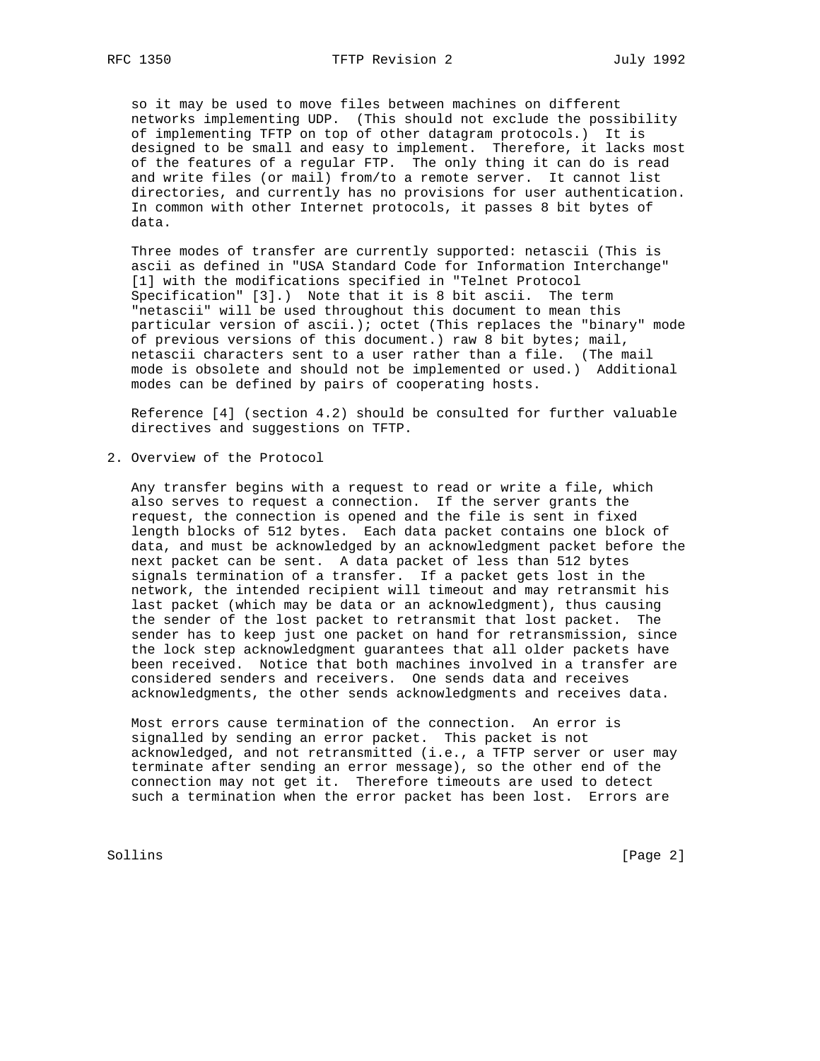so it may be used to move files between machines on different networks implementing UDP. (This should not exclude the possibility of implementing TFTP on top of other datagram protocols.) It is designed to be small and easy to implement. Therefore, it lacks most of the features of a regular FTP. The only thing it can do is read and write files (or mail) from/to a remote server. It cannot list directories, and currently has no provisions for user authentication. In common with other Internet protocols, it passes 8 bit bytes of data.

Three modes of transfer are currently supported: netascii (This is ascii as defined in "USA Standard Code for Information Interchange" [1] with the modifications specified in "Telnet Protocol Specification" [3].) Note that it is 8 bit ascii. The term "netascii" will be used throughout this document to mean this particular version of ascii.); octet (This replaces the "binary" mode of previous versions of this document.) raw 8 bit bytes; mail, netascii characters sent to a user rather than a file. (The mail mode is obsolete and should not be implemented or used.) Additional modes can be defined by pairs of cooperating hosts.

Reference [4] (section 4.2) should be consulted for further valuable directives and suggestions on TFTP.

## 2. Overview of the Protocol

Any transfer begins with a request to read or write a file, which also serves to request a connection. If the server grants the request, the connection is opened and the file is sent in fixed length blocks of 512 bytes. Each data packet contains one block of data, and must be acknowledged by an acknowledgment packet before the next packet can be sent. A data packet of less than 512 bytes signals termination of a transfer. If a packet gets lost in the network, the intended recipient will timeout and may retransmit his last packet (which may be data or an acknowledgment), thus causing the sender of the lost packet to retransmit that lost packet. The sender has to keep just one packet on hand for retransmission, since the lock step acknowledgment guarantees that all older packets have been received. Notice that both machines involved in a transfer are considered senders and receivers. One sends data and receives acknowledgments, the other sends acknowledgments and receives data.

Most errors cause termination of the connection. An error is signalled by sending an error packet. This packet is not acknowledged, and not retransmitted (i.e., a TFTP server or user may terminate after sending an error message), so the other end of the connection may not get it. Therefore timeouts are used to detect such a termination when the error packet has been lost. Errors are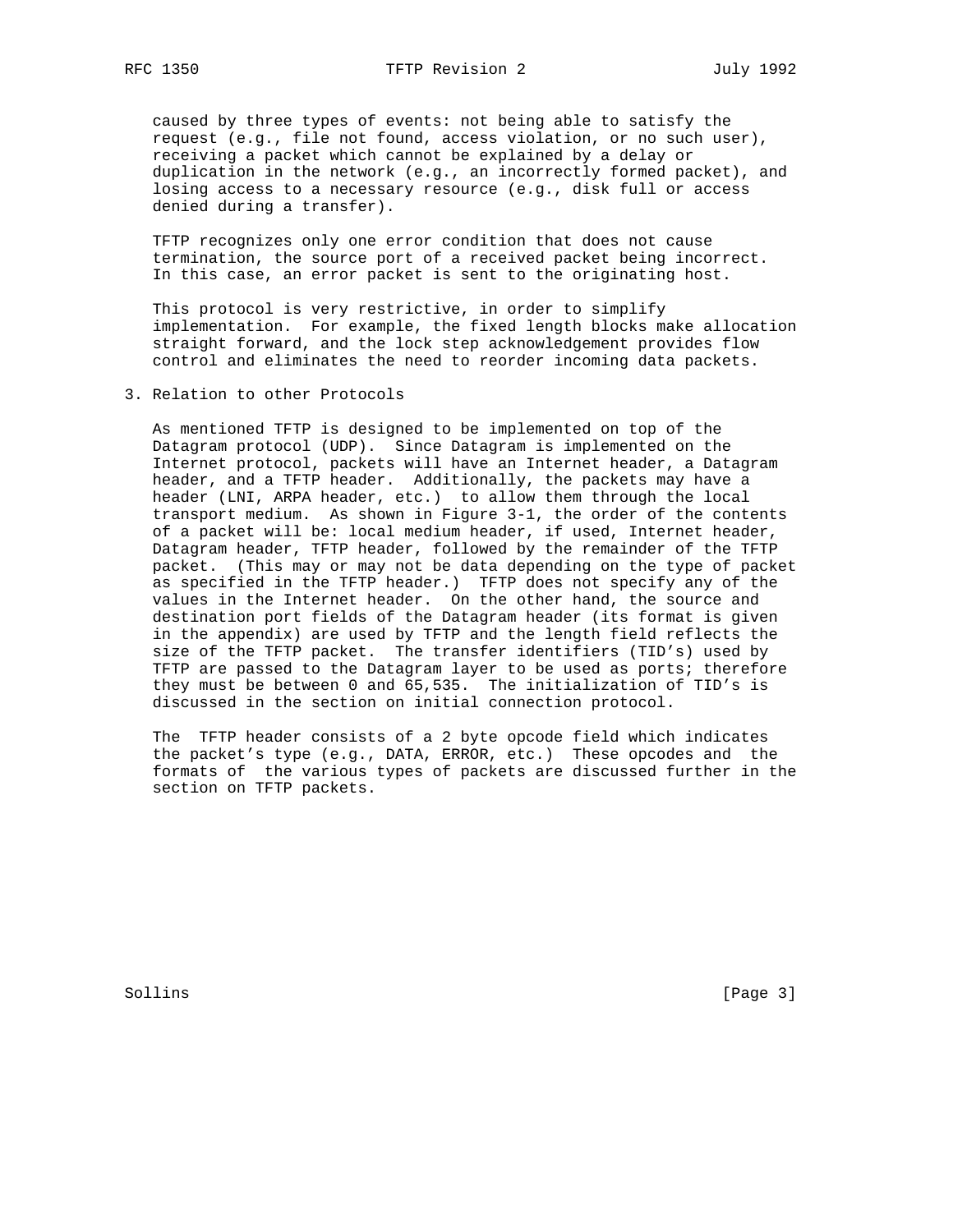caused by three types of events: not being able to satisfy the request (e.g., file not found, access violation, or no such user), receiving a packet which cannot be explained by a delay or duplication in the network (e.g., an incorrectly formed packet), and losing access to a necessary resource (e.g., disk full or access denied during a transfer).

TFTP recognizes only one error condition that does not cause termination, the source port of a received packet being incorrect. In this case, an error packet is sent to the originating host.

This protocol is very restrictive, in order to simplify implementation. For example, the fixed length blocks make allocation straight forward, and the lock step acknowledgement provides flow control and eliminates the need to reorder incoming data packets.

## 3. Relation to other Protocols

As mentioned TFTP is designed to be implemented on top of the Datagram protocol (UDP). Since Datagram is implemented on the Internet protocol, packets will have an Internet header, a Datagram header, and a TFTP header. Additionally, the packets may have a header (LNI, ARPA header, etc.) to allow them through the local transport medium. As shown in Figure 3-1, the order of the contents of a packet will be: local medium header, if used, Internet header, Datagram header, TFTP header, followed by the remainder of the TFTP packet. (This may or may not be data depending on the type of packet as specified in the TFTP header.) TFTP does not specify any of the values in the Internet header. On the other hand, the source and destination port fields of the Datagram header (its format is given in the appendix) are used by TFTP and the length field reflects the size of the TFTP packet. The transfer identifiers (TID's) used by TFTP are passed to the Datagram layer to be used as ports; therefore they must be between 0 and 65,535. The initialization of TID's is discussed in the section on initial connection protocol.

The TFTP header consists of a 2 byte opcode field which indicates the packet's type (e.g., DATA, ERROR, etc.) These opcodes and the formats of the various types of packets are discussed further in the section on TFTP packets.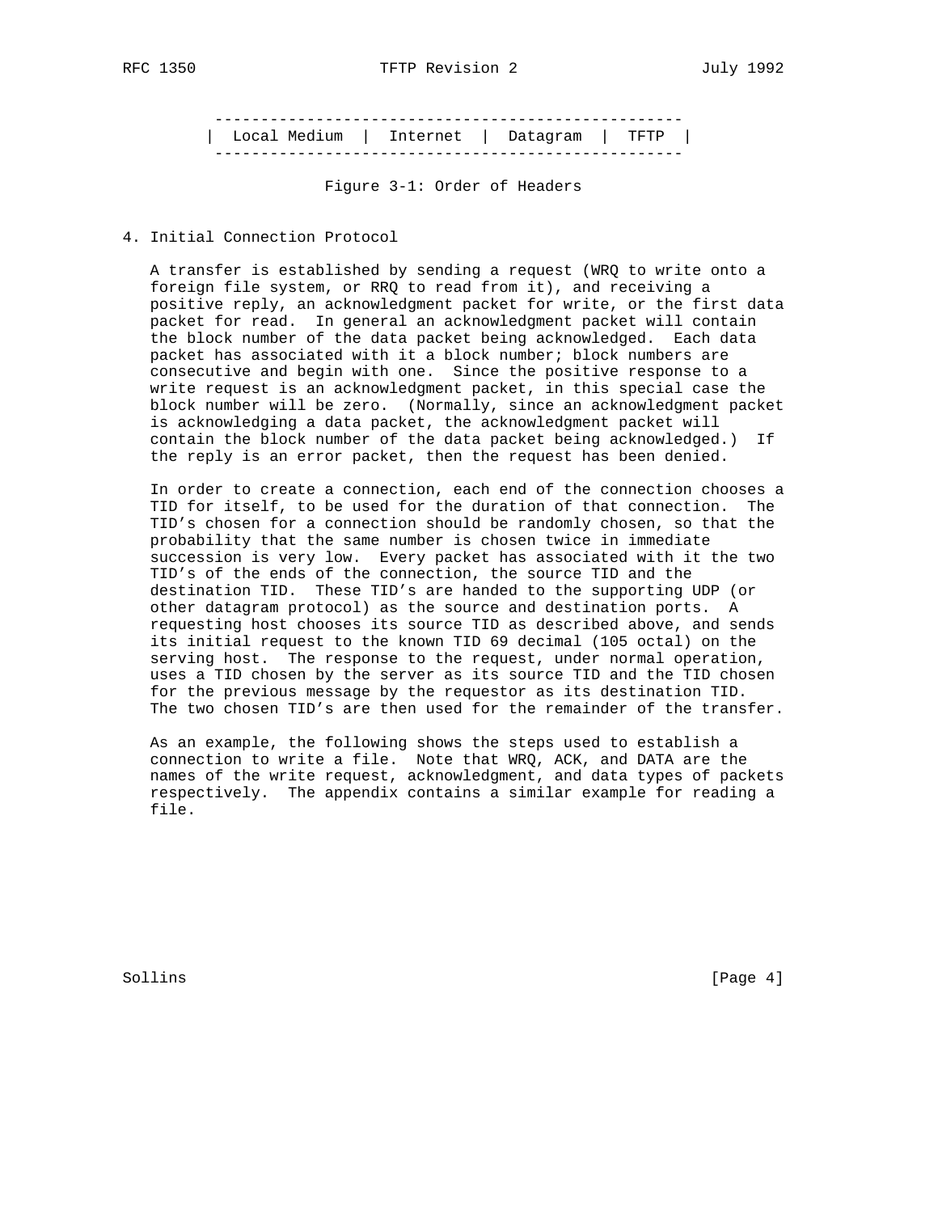```
   ---------------------------------------------------
  |  Local Medium  |  Internet  |  Datagram  |  TFTP  |
   ---------------------------------------------------
```

Figure 3-1: Order of Headers

## 4. Initial Connection Protocol

A transfer is established by sending a request (WRQ to write onto a foreign file system, or RRQ to read from it), and receiving a positive reply, an acknowledgment packet for write, or the first data packet for read. In general an acknowledgment packet will contain the block number of the data packet being acknowledged. Each data packet has associated with it a block number; block numbers are consecutive and begin with one. Since the positive response to a write request is an acknowledgment packet, in this special case the block number will be zero. (Normally, since an acknowledgment packet is acknowledging a data packet, the acknowledgment packet will contain the block number of the data packet being acknowledged.) If the reply is an error packet, then the request has been denied.

In order to create a connection, each end of the connection chooses a TID for itself, to be used for the duration of that connection. The TID's chosen for a connection should be randomly chosen, so that the probability that the same number is chosen twice in immediate succession is very low. Every packet has associated with it the two TID's of the ends of the connection, the source TID and the destination TID. These TID's are handed to the supporting UDP (or other datagram protocol) as the source and destination ports. A requesting host chooses its source TID as described above, and sends its initial request to the known TID 69 decimal (105 octal) on the serving host. The response to the request, under normal operation, uses a TID chosen by the server as its source TID and the TID chosen for the previous message by the requestor as its destination TID. The two chosen TID's are then used for the remainder of the transfer.

As an example, the following shows the steps used to establish a connection to write a file. Note that WRQ, ACK, and DATA are the names of the write request, acknowledgment, and data types of packets respectively. The appendix contains a similar example for reading a file.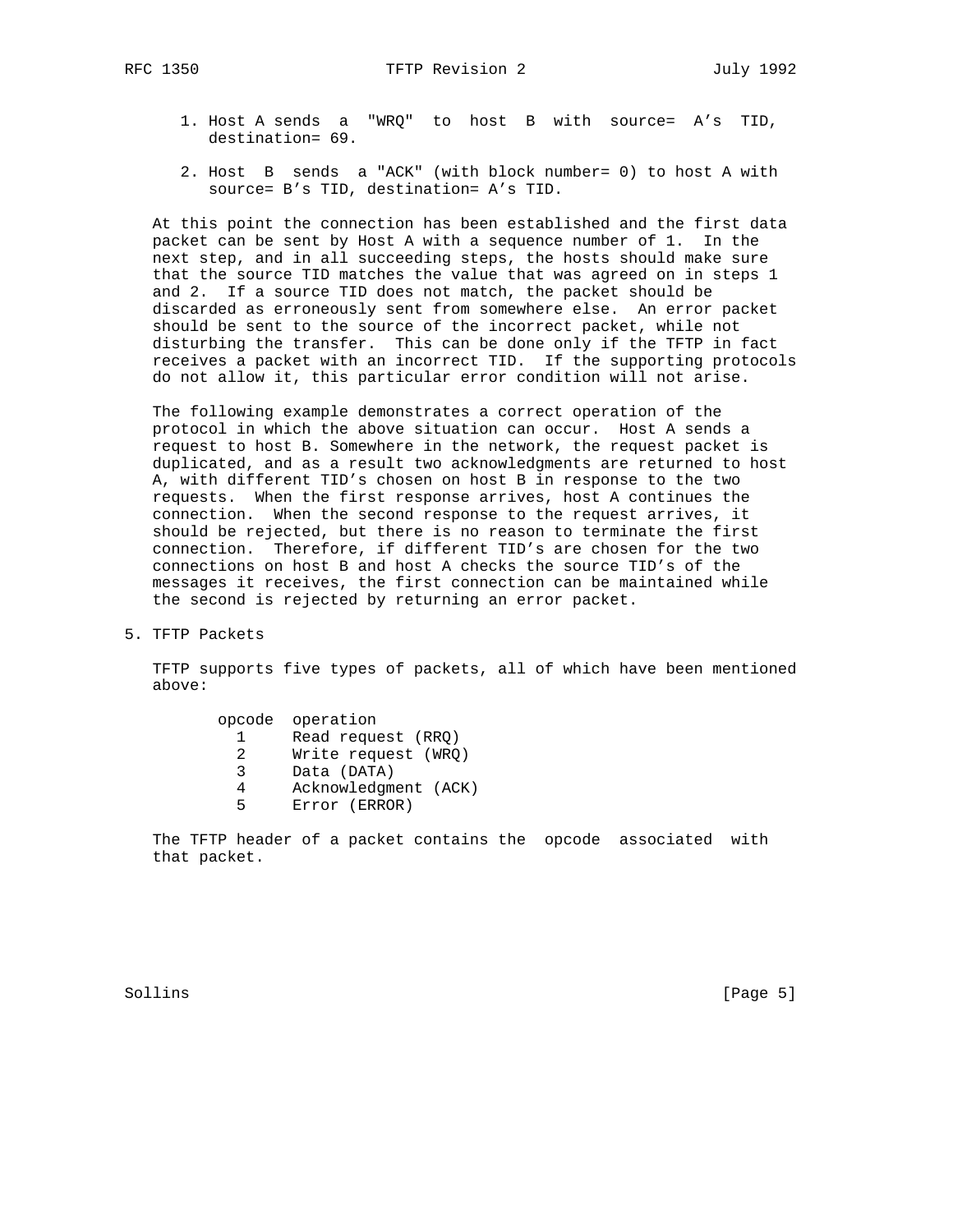1. Host A sends a "WRQ" to host B with source= A's TID, destination= 69.

2. Host B sends a "ACK" (with block number= 0) to host A with source= B's TID, destination= A's TID.

At this point the connection has been established and the first data packet can be sent by Host A with a sequence number of 1. In the next step, and in all succeeding steps, the hosts should make sure that the source TID matches the value that was agreed on in steps 1 and 2. If a source TID does not match, the packet should be discarded as erroneously sent from somewhere else. An error packet should be sent to the source of the incorrect packet, while not disturbing the transfer. This can be done only if the TFTP in fact receives a packet with an incorrect TID. If the supporting protocols do not allow it, this particular error condition will not arise.

The following example demonstrates a correct operation of the protocol in which the above situation can occur. Host A sends a request to host B. Somewhere in the network, the request packet is duplicated, and as a result two acknowledgments are returned to host A, with different TID's chosen on host B in response to the two requests. When the first response arrives, host A continues the connection. When the second response to the request arrives, it should be rejected, but there is no reason to terminate the first connection. Therefore, if different TID's are chosen for the two connections on host B and host A checks the source TID's of the messages it receives, the first connection can be maintained while the second is rejected by returning an error packet.

## 5. TFTP Packets

TFTP supports five types of packets, all of which have been mentioned above:

| opcode | operation |
| --- | --- |
| 1 | Read request (RRQ) |
| 2 | Write request (WRQ) |
| 3 | Data (DATA) |
| 4 | Acknowledgment (ACK) |
| 5 | Error (ERROR) |

The TFTP header of a packet contains the opcode associated with that packet.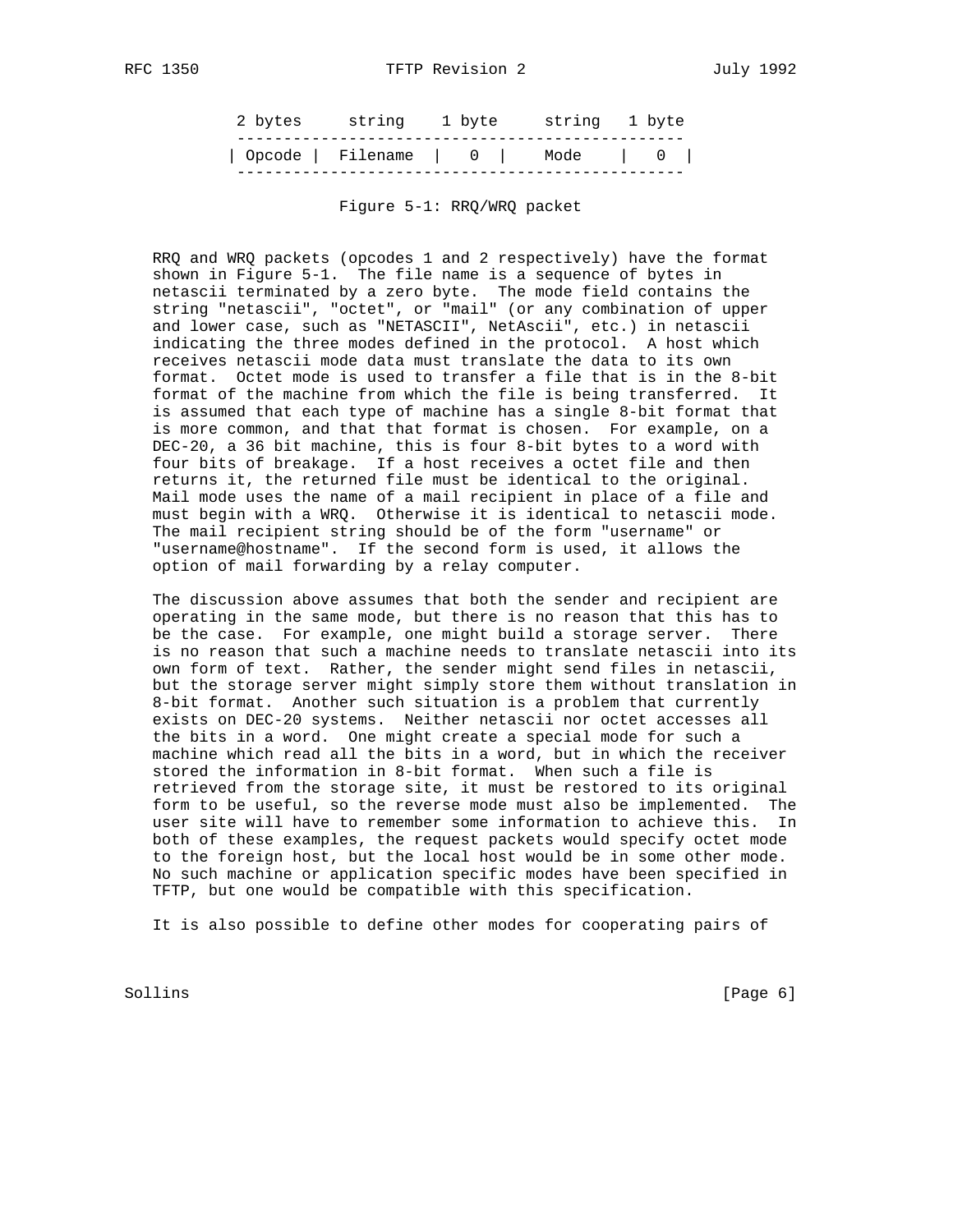```
 2 bytes     string    1 byte     string   1 byte
 ------------------------------------------------
| Opcode |  Filename  |   0  |    Mode    |   0  |
 ------------------------------------------------
```

Figure 5-1: RRQ/WRQ packet

RRQ and WRQ packets (opcodes 1 and 2 respectively) have the format shown in Figure 5-1. The file name is a sequence of bytes in netascii terminated by a zero byte. The mode field contains the string "netascii", "octet", or "mail" (or any combination of upper and lower case, such as "NETASCII", NetAscii", etc.) in netascii indicating the three modes defined in the protocol. A host which receives netascii mode data must translate the data to its own format. Octet mode is used to transfer a file that is in the 8-bit format of the machine from which the file is being transferred. It is assumed that each type of machine has a single 8-bit format that is more common, and that that format is chosen. For example, on a DEC-20, a 36 bit machine, this is four 8-bit bytes to a word with four bits of breakage. If a host receives a octet file and then returns it, the returned file must be identical to the original. Mail mode uses the name of a mail recipient in place of a file and must begin with a WRQ. Otherwise it is identical to netascii mode. The mail recipient string should be of the form "username" or "username@hostname". If the second form is used, it allows the option of mail forwarding by a relay computer.

The discussion above assumes that both the sender and recipient are operating in the same mode, but there is no reason that this has to be the case. For example, one might build a storage server. There is no reason that such a machine needs to translate netascii into its own form of text. Rather, the sender might send files in netascii, but the storage server might simply store them without translation in 8-bit format. Another such situation is a problem that currently exists on DEC-20 systems. Neither netascii nor octet accesses all the bits in a word. One might create a special mode for such a machine which read all the bits in a word, but in which the receiver stored the information in 8-bit format. When such a file is retrieved from the storage site, it must be restored to its original form to be useful, so the reverse mode must also be implemented. The user site will have to remember some information to achieve this. In both of these examples, the request packets would specify octet mode to the foreign host, but the local host would be in some other mode. No such machine or application specific modes have been specified in TFTP, but one would be compatible with this specification.

It is also possible to define other modes for cooperating pairs of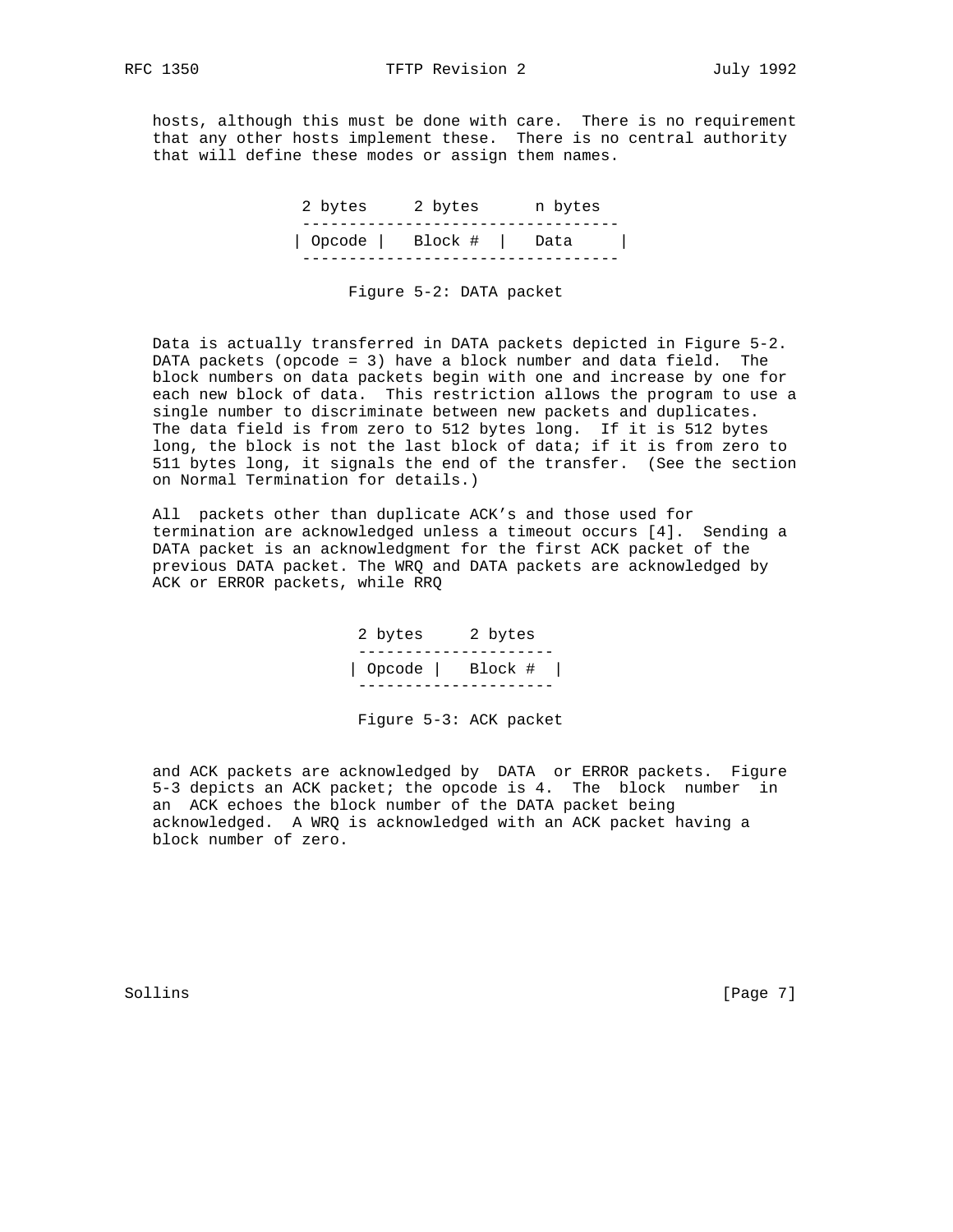hosts, although this must be done with care. There is no requirement that any other hosts implement these. There is no central authority that will define these modes or assign them names.

```
 2 bytes     2 bytes      n bytes
 ----------------------------------
| Opcode |   Block #  |   Data     |
 ----------------------------------
```

Figure 5-2: DATA packet

Data is actually transferred in DATA packets depicted in Figure 5-2. DATA packets (opcode = 3) have a block number and data field. The block numbers on data packets begin with one and increase by one for each new block of data. This restriction allows the program to use a single number to discriminate between new packets and duplicates. The data field is from zero to 512 bytes long. If it is 512 bytes long, the block is not the last block of data; if it is from zero to 511 bytes long, it signals the end of the transfer. (See the section on Normal Termination for details.)

All packets other than duplicate ACK's and those used for termination are acknowledged unless a timeout occurs [4]. Sending a DATA packet is an acknowledgment for the first ACK packet of the previous DATA packet. The WRQ and DATA packets are acknowledged by ACK or ERROR packets, while RRQ

```
 2 bytes     2 bytes
 ---------------------
| Opcode |   Block #  |
 ---------------------
```

Figure 5-3: ACK packet

and ACK packets are acknowledged by DATA or ERROR packets. Figure 5-3 depicts an ACK packet; the opcode is 4. The block number in an ACK echoes the block number of the DATA packet being acknowledged. A WRQ is acknowledged with an ACK packet having a block number of zero.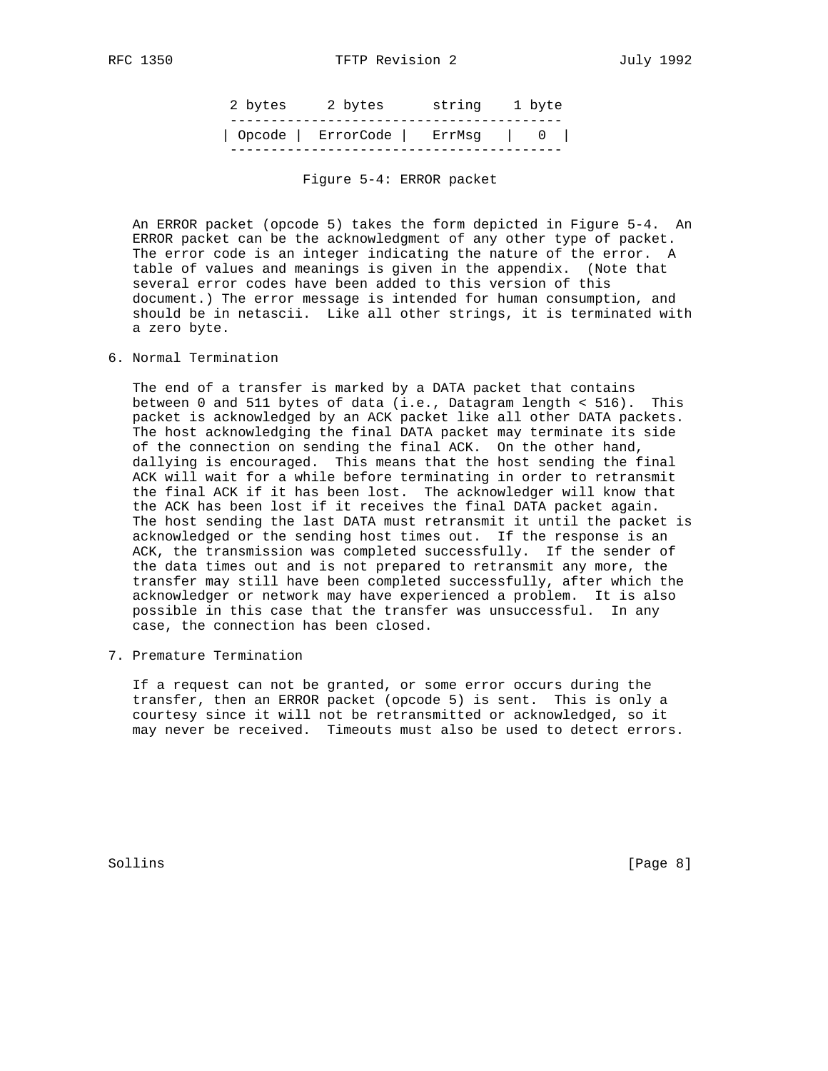```
 2 bytes     2 bytes      string    1 byte
 -----------------------------------------
| Opcode |  ErrorCode |   ErrMsg   |   0  |
 -----------------------------------------
```

Figure 5-4: ERROR packet

An ERROR packet (opcode 5) takes the form depicted in Figure 5-4. An ERROR packet can be the acknowledgment of any other type of packet. The error code is an integer indicating the nature of the error. A table of values and meanings is given in the appendix. (Note that several error codes have been added to this version of this document.) The error message is intended for human consumption, and should be in netascii. Like all other strings, it is terminated with a zero byte.

## 6. Normal Termination

The end of a transfer is marked by a DATA packet that contains between 0 and 511 bytes of data (i.e., Datagram length < 516). This packet is acknowledged by an ACK packet like all other DATA packets. The host acknowledging the final DATA packet may terminate its side of the connection on sending the final ACK. On the other hand, dallying is encouraged. This means that the host sending the final ACK will wait for a while before terminating in order to retransmit the final ACK if it has been lost. The acknowledger will know that the ACK has been lost if it receives the final DATA packet again. The host sending the last DATA must retransmit it until the packet is acknowledged or the sending host times out. If the response is an ACK, the transmission was completed successfully. If the sender of the data times out and is not prepared to retransmit any more, the transfer may still have been completed successfully, after which the acknowledger or network may have experienced a problem. It is also possible in this case that the transfer was unsuccessful. In any case, the connection has been closed.

## 7. Premature Termination

If a request can not be granted, or some error occurs during the transfer, then an ERROR packet (opcode 5) is sent. This is only a courtesy since it will not be retransmitted or acknowledged, so it may never be received. Timeouts must also be used to detect errors.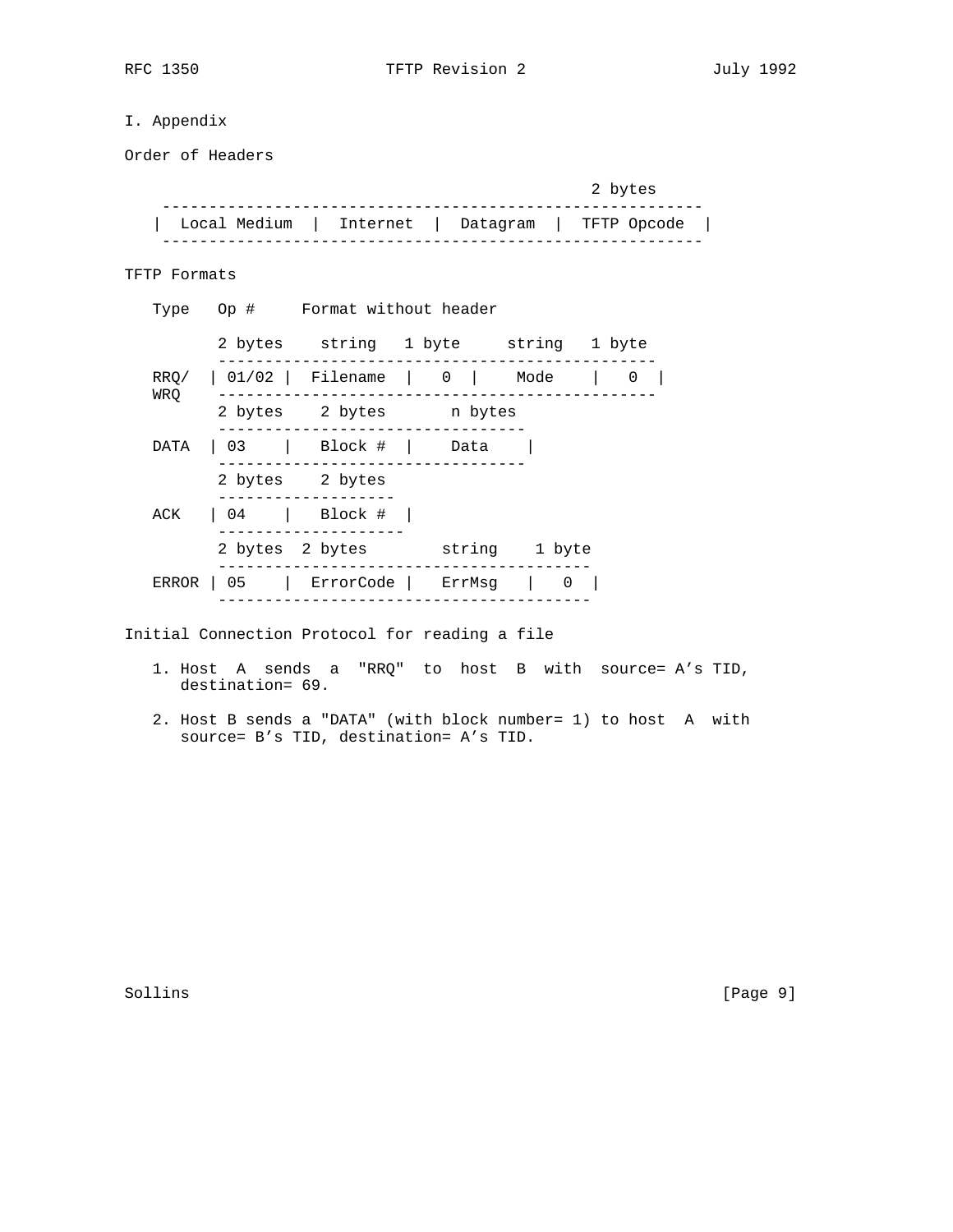# I. Appendix

Order of Headers

```
                                                  2 bytes
    ----------------------------------------------------------
   |  Local Medium  |  Internet  |  Datagram  |  TFTP Opcode  |
    ----------------------------------------------------------
```

TFTP Formats

```
   Type   Op #     Format without header

          2 bytes    string   1 byte     string   1 byte
          -----------------------------------------------
   RRQ/  | 01/02 |  Filename  |   0  |    Mode    |   0  |
   WRQ    -----------------------------------------------
          2 bytes    2 bytes       n bytes
          ---------------------------------
   DATA  | 03    |   Block #  |    Data    |
          ---------------------------------
          2 bytes    2 bytes
          -------------------
   ACK   | 04    |   Block #  |
          --------------------
          2 bytes  2 bytes        string    1 byte
          ----------------------------------------
   ERROR | 05    |  ErrorCode |   ErrMsg   |   0  |
          ----------------------------------------
```

Initial Connection Protocol for reading a file

1. Host A sends a "RRQ" to host B with source= A's TID, destination= 69.

2. Host B sends a "DATA" (with block number= 1) to host A with source= B's TID, destination= A's TID.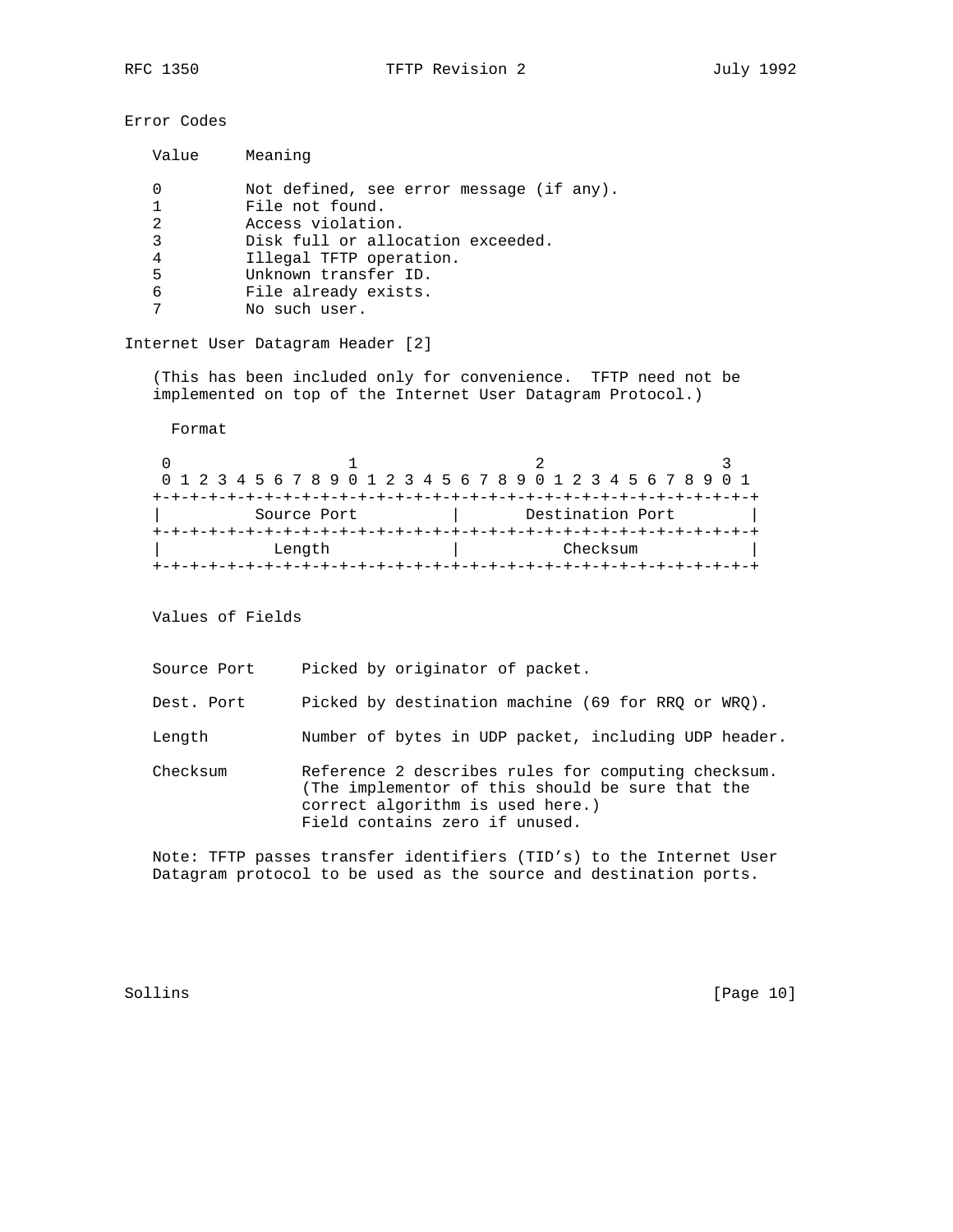## Error Codes

| Value | Meaning |
|---|---|
| 0 | Not defined, see error message (if any). |
| 1 | File not found. |
| 2 | Access violation. |
| 3 | Disk full or allocation exceeded. |
| 4 | Illegal TFTP operation. |
| 5 | Unknown transfer ID. |
| 6 | File already exists. |
| 7 | No such user. |

## Internet User Datagram Header [2]

(This has been included only for convenience. TFTP need not be implemented on top of the Internet User Datagram Protocol.)

Format

```
 0                   1                   2                   3
 0 1 2 3 4 5 6 7 8 9 0 1 2 3 4 5 6 7 8 9 0 1 2 3 4 5 6 7 8 9 0 1
+-+-+-+-+-+-+-+-+-+-+-+-+-+-+-+-+-+-+-+-+-+-+-+-+-+-+-+-+-+-+-+-+
|          Source Port          |       Destination Port        |
+-+-+-+-+-+-+-+-+-+-+-+-+-+-+-+-+-+-+-+-+-+-+-+-+-+-+-+-+-+-+-+-+
|            Length             |           Checksum            |
+-+-+-+-+-+-+-+-+-+-+-+-+-+-+-+-+-+-+-+-+-+-+-+-+-+-+-+-+-+-+-+-+
```

Values of Fields

| Field | Value |
|---|---|
| Source Port | Picked by originator of packet. |
| Dest. Port | Picked by destination machine (69 for RRQ or WRQ). |
| Length | Number of bytes in UDP packet, including UDP header. |
| Checksum | Reference 2 describes rules for computing checksum. (The implementor of this should be sure that the correct algorithm is used here.) Field contains zero if unused. |

Note: TFTP passes transfer identifiers (TID's) to the Internet User Datagram protocol to be used as the source and destination ports.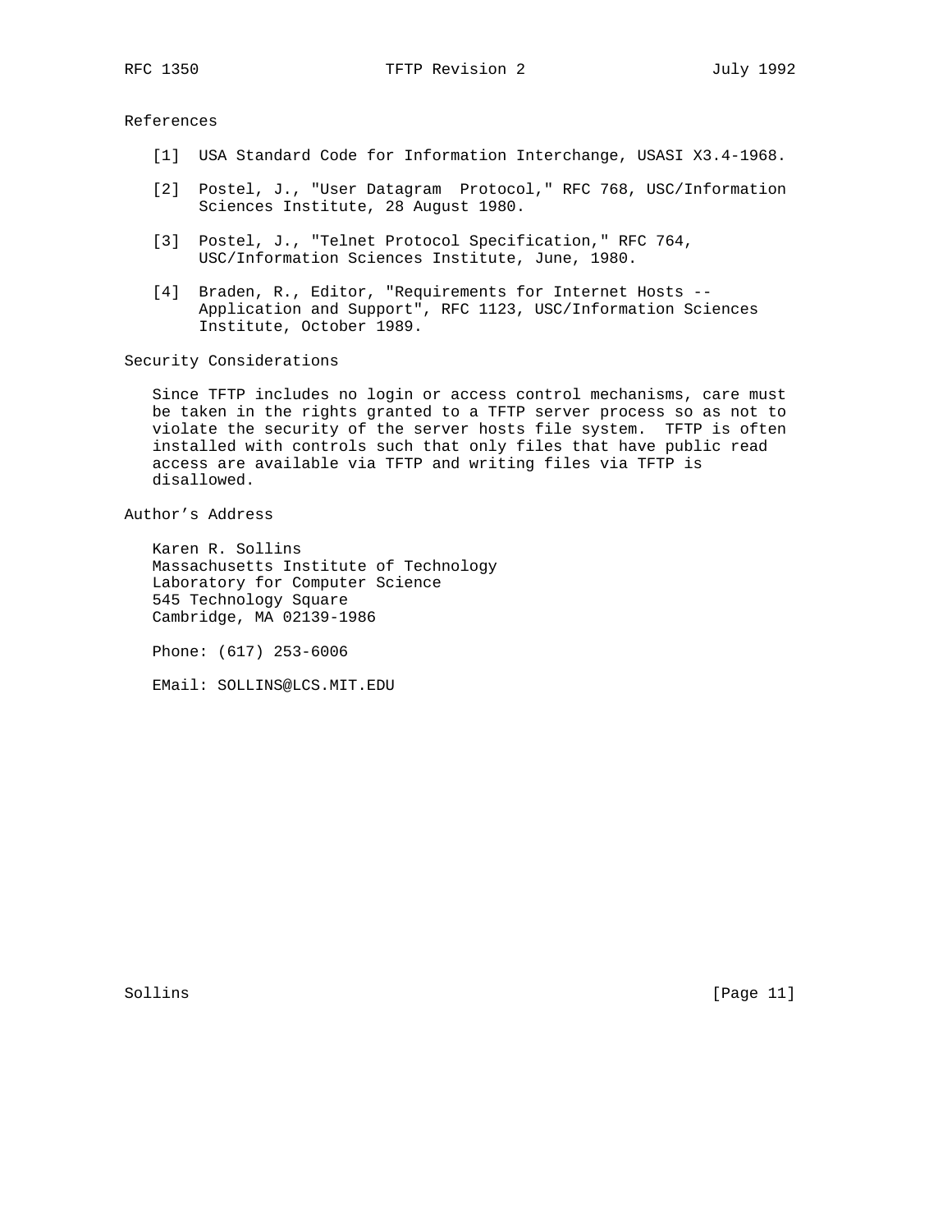## References

[1] USA Standard Code for Information Interchange, USASI X3.4-1968.

[2] Postel, J., "User Datagram  Protocol," RFC 768, USC/Information Sciences Institute, 28 August 1980.

[3] Postel, J., "Telnet Protocol Specification," RFC 764, USC/Information Sciences Institute, June, 1980.

[4] Braden, R., Editor, "Requirements for Internet Hosts -- Application and Support", RFC 1123, USC/Information Sciences Institute, October 1989.

## Security Considerations

Since TFTP includes no login or access control mechanisms, care must be taken in the rights granted to a TFTP server process so as not to violate the security of the server hosts file system.  TFTP is often installed with controls such that only files that have public read access are available via TFTP and writing files via TFTP is disallowed.

## Author's Address

Karen R. Sollins
Massachusetts Institute of Technology
Laboratory for Computer Science
545 Technology Square
Cambridge, MA 02139-1986

Phone: (617) 253-6006

EMail: SOLLINS@LCS.MIT.EDU